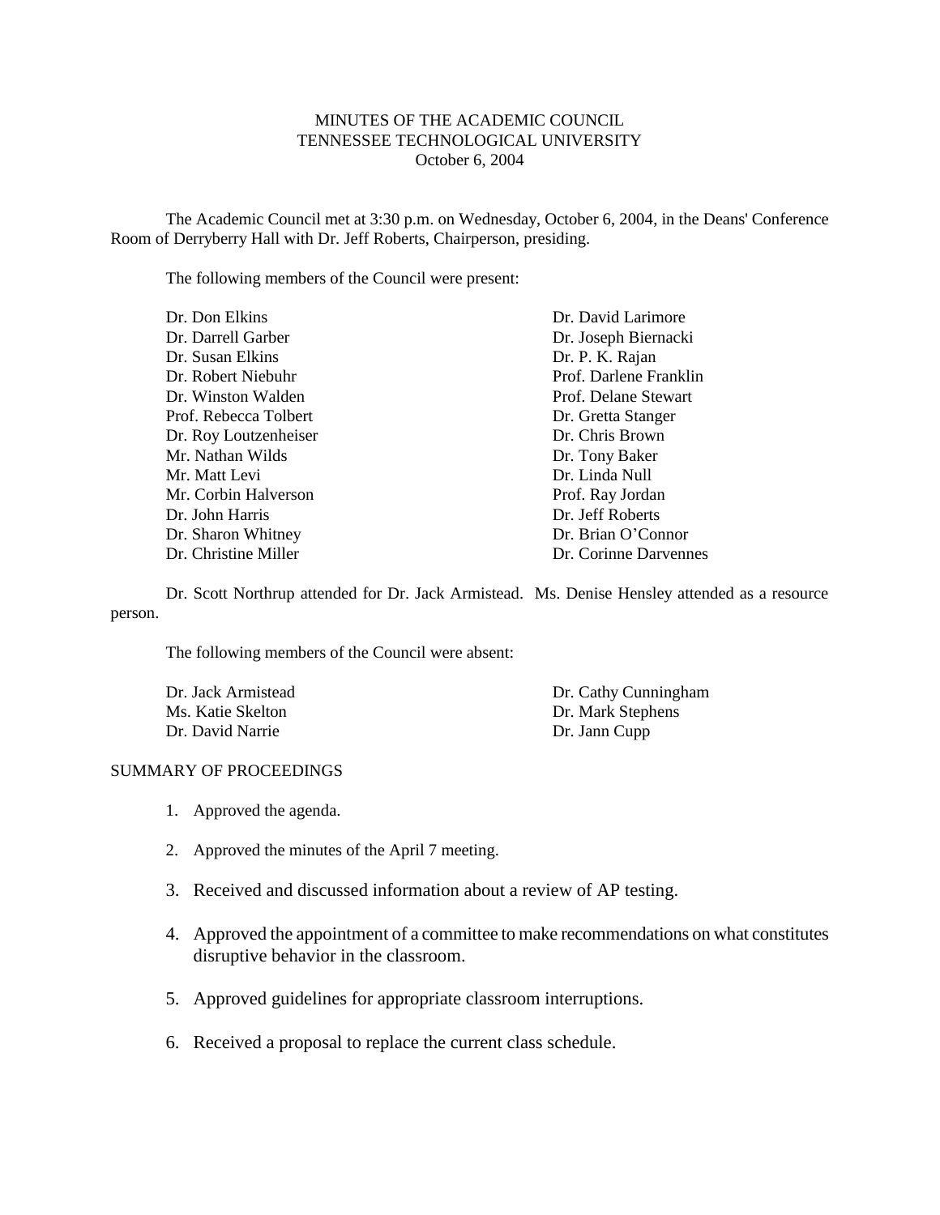MINUTES OF THE ACADEMIC COUNCIL
TENNESSEE TECHNOLOGICAL UNIVERSITY
October 6, 2004

The Academic Council met at 3:30 p.m. on Wednesday, October 6, 2004, in the Deans' Conference Room of Derryberry Hall with Dr. Jeff Roberts, Chairperson, presiding.

The following members of the Council were present:

Dr. Don Elkins
Dr. Darrell Garber
Dr. Susan Elkins
Dr. Robert Niebuhr
Dr. Winston Walden
Prof. Rebecca Tolbert
Dr. Roy Loutzenheiser
Mr. Nathan Wilds
Mr. Matt Levi
Mr. Corbin Halverson
Dr. John Harris
Dr. Sharon Whitney
Dr. Christine Miller
Dr. David Larimore
Dr. Joseph Biernacki
Dr. P. K. Rajan
Prof. Darlene Franklin
Prof. Delane Stewart
Dr. Gretta Stanger
Dr. Chris Brown
Dr. Tony Baker
Dr. Linda Null
Prof. Ray Jordan
Dr. Jeff Roberts
Dr. Brian O'Connor
Dr. Corinne Darvennes

Dr. Scott Northrup attended for Dr. Jack Armistead. Ms. Denise Hensley attended as a resource person.

The following members of the Council were absent:

Dr. Jack Armistead
Ms. Katie Skelton
Dr. David Narrie
Dr. Cathy Cunningham
Dr. Mark Stephens
Dr. Jann Cupp

SUMMARY OF PROCEEDINGS

1. Approved the agenda.
2. Approved the minutes of the April 7 meeting.
3. Received and discussed information about a review of AP testing.
4. Approved the appointment of a committee to make recommendations on what constitutes disruptive behavior in the classroom.
5. Approved guidelines for appropriate classroom interruptions.
6. Received a proposal to replace the current class schedule.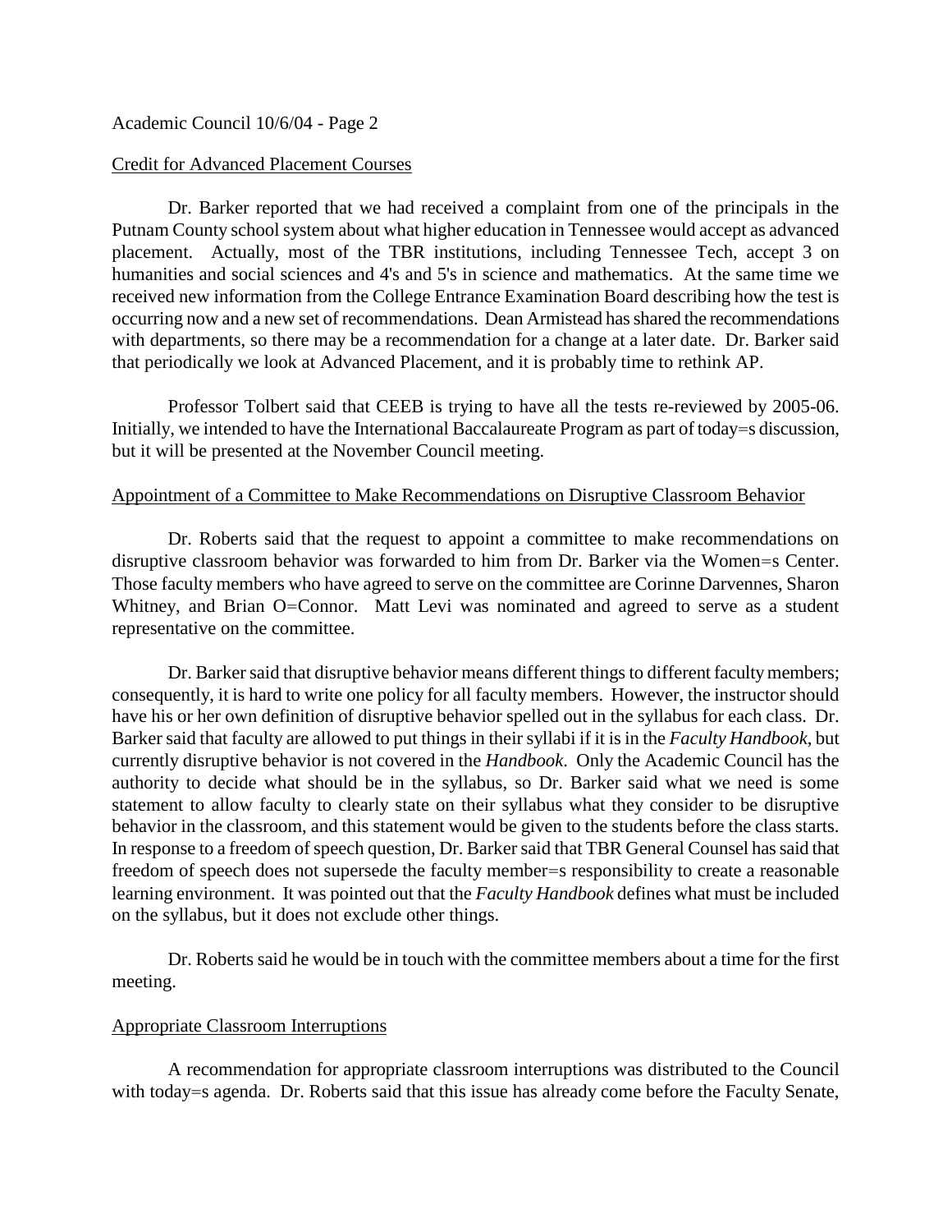## Credit for Advanced Placement Courses

Dr. Barker reported that we had received a complaint from one of the principals in the Putnam County school system about what higher education in Tennessee would accept as advanced placement. Actually, most of the TBR institutions, including Tennessee Tech, accept 3 on humanities and social sciences and 4's and 5's in science and mathematics. At the same time we received new information from the College Entrance Examination Board describing how the test is occurring now and a new set of recommendations. Dean Armistead has shared the recommendations with departments, so there may be a recommendation for a change at a later date. Dr. Barker said that periodically we look at Advanced Placement, and it is probably time to rethink AP.

Professor Tolbert said that CEEB is trying to have all the tests re-reviewed by 2005-06. Initially, we intended to have the International Baccalaureate Program as part of today=s discussion, but it will be presented at the November Council meeting.

## Appointment of a Committee to Make Recommendations on Disruptive Classroom Behavior

Dr. Roberts said that the request to appoint a committee to make recommendations on disruptive classroom behavior was forwarded to him from Dr. Barker via the Women=s Center. Those faculty members who have agreed to serve on the committee are Corinne Darvennes, Sharon Whitney, and Brian O=Connor. Matt Levi was nominated and agreed to serve as a student representative on the committee.

Dr. Barker said that disruptive behavior means different things to different faculty members; consequently, it is hard to write one policy for all faculty members. However, the instructor should have his or her own definition of disruptive behavior spelled out in the syllabus for each class. Dr. Barker said that faculty are allowed to put things in their syllabi if it is in the *Faculty Handbook*, but currently disruptive behavior is not covered in the *Handbook*. Only the Academic Council has the authority to decide what should be in the syllabus, so Dr. Barker said what we need is some statement to allow faculty to clearly state on their syllabus what they consider to be disruptive behavior in the classroom, and this statement would be given to the students before the class starts. In response to a freedom of speech question, Dr. Barker said that TBR General Counsel has said that freedom of speech does not supersede the faculty member=s responsibility to create a reasonable learning environment. It was pointed out that the *Faculty Handbook* defines what must be included on the syllabus, but it does not exclude other things.

Dr. Roberts said he would be in touch with the committee members about a time for the first meeting.

## Appropriate Classroom Interruptions

A recommendation for appropriate classroom interruptions was distributed to the Council with today=s agenda. Dr. Roberts said that this issue has already come before the Faculty Senate,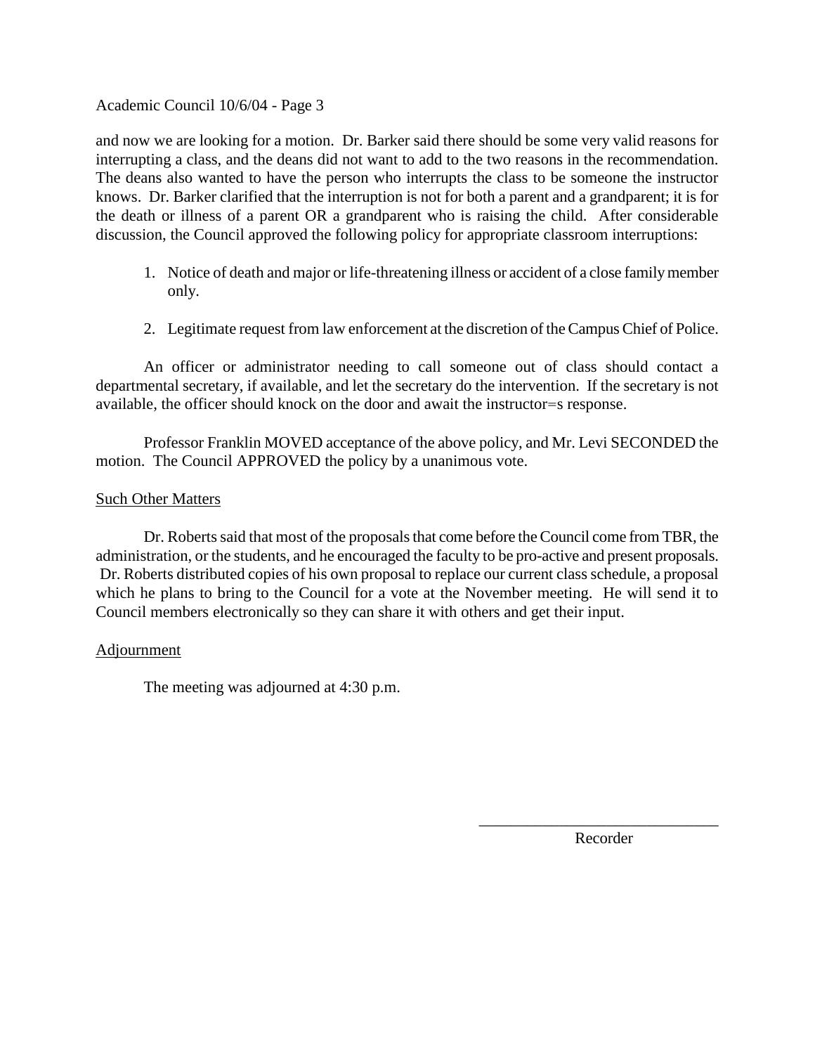and now we are looking for a motion. Dr. Barker said there should be some very valid reasons for interrupting a class, and the deans did not want to add to the two reasons in the recommendation. The deans also wanted to have the person who interrupts the class to be someone the instructor knows. Dr. Barker clarified that the interruption is not for both a parent and a grandparent; it is for the death or illness of a parent OR a grandparent who is raising the child. After considerable discussion, the Council approved the following policy for appropriate classroom interruptions:

1. Notice of death and major or life-threatening illness or accident of a close family member only.

2. Legitimate request from law enforcement at the discretion of the Campus Chief of Police.

An officer or administrator needing to call someone out of class should contact a departmental secretary, if available, and let the secretary do the intervention. If the secretary is not available, the officer should knock on the door and await the instructor=s response.

Professor Franklin MOVED acceptance of the above policy, and Mr. Levi SECONDED the motion. The Council APPROVED the policy by a unanimous vote.

<u>Such Other Matters</u>

Dr. Roberts said that most of the proposals that come before the Council come from TBR, the administration, or the students, and he encouraged the faculty to be pro-active and present proposals. Dr. Roberts distributed copies of his own proposal to replace our current class schedule, a proposal which he plans to bring to the Council for a vote at the November meeting. He will send it to Council members electronically so they can share it with others and get their input.

<u>Adjournment</u>

The meeting was adjourned at 4:30 p.m.

\_\_\_\_\_\_\_\_\_\_\_\_\_\_\_\_\_\_\_\_\_\_\_\_\_\_\_\_\_\_\_\_

Recorder